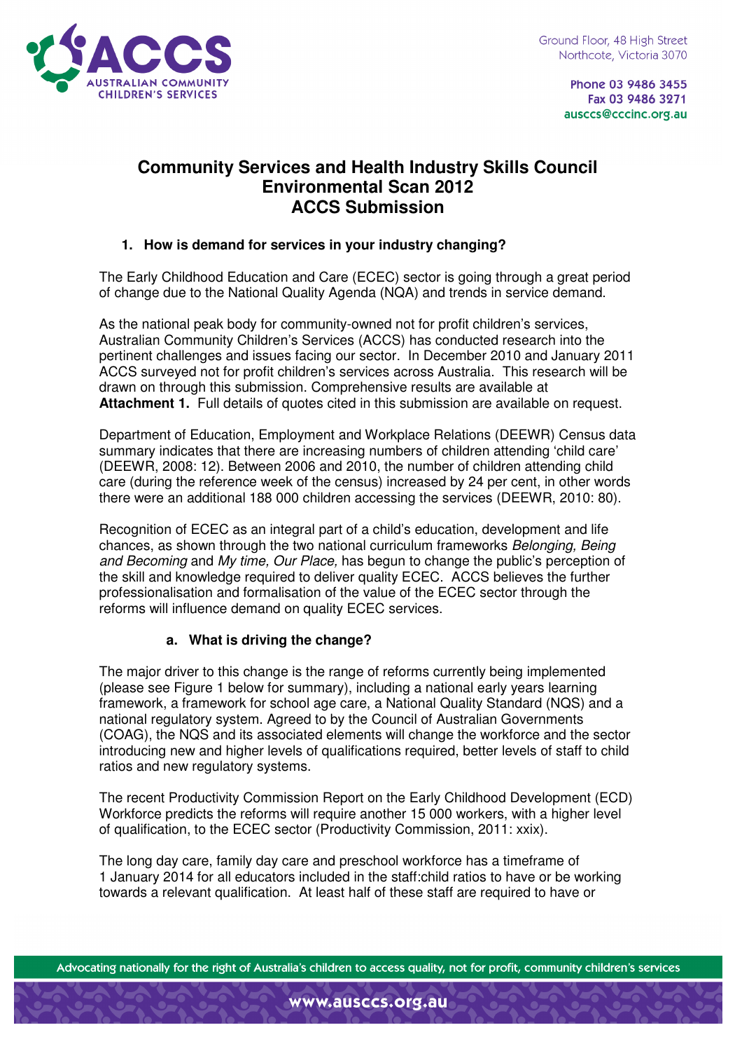Ground Floor, 48 High Street
Northcote, Victoria 3070

Phone 03 9486 3455
Fax 03 9486 3271
ausccs@cccinc.org.au

# Community Services and Health Industry Skills Council Environmental Scan 2012 ACCS Submission

## 1. How is demand for services in your industry changing?

The Early Childhood Education and Care (ECEC) sector is going through a great period of change due to the National Quality Agenda (NQA) and trends in service demand.

As the national peak body for community-owned not for profit children's services, Australian Community Children's Services (ACCS) has conducted research into the pertinent challenges and issues facing our sector. In December 2010 and January 2011 ACCS surveyed not for profit children's services across Australia. This research will be drawn on through this submission. Comprehensive results are available at **Attachment 1.** Full details of quotes cited in this submission are available on request.

Department of Education, Employment and Workplace Relations (DEEWR) Census data summary indicates that there are increasing numbers of children attending 'child care' (DEEWR, 2008: 12). Between 2006 and 2010, the number of children attending child care (during the reference week of the census) increased by 24 per cent, in other words there were an additional 188 000 children accessing the services (DEEWR, 2010: 80).

Recognition of ECEC as an integral part of a child's education, development and life chances, as shown through the two national curriculum frameworks *Belonging, Being and Becoming* and *My time, Our Place,* has begun to change the public's perception of the skill and knowledge required to deliver quality ECEC. ACCS believes the further professionalisation and formalisation of the value of the ECEC sector through the reforms will influence demand on quality ECEC services.

### a. What is driving the change?

The major driver to this change is the range of reforms currently being implemented (please see Figure 1 below for summary), including a national early years learning framework, a framework for school age care, a National Quality Standard (NQS) and a national regulatory system. Agreed to by the Council of Australian Governments (COAG), the NQS and its associated elements will change the workforce and the sector introducing new and higher levels of qualifications required, better levels of staff to child ratios and new regulatory systems.

The recent Productivity Commission Report on the Early Childhood Development (ECD) Workforce predicts the reforms will require another 15 000 workers, with a higher level of qualification, to the ECEC sector (Productivity Commission, 2011: xxix).

The long day care, family day care and preschool workforce has a timeframe of 1 January 2014 for all educators included in the staff:child ratios to have or be working towards a relevant qualification. At least half of these staff are required to have or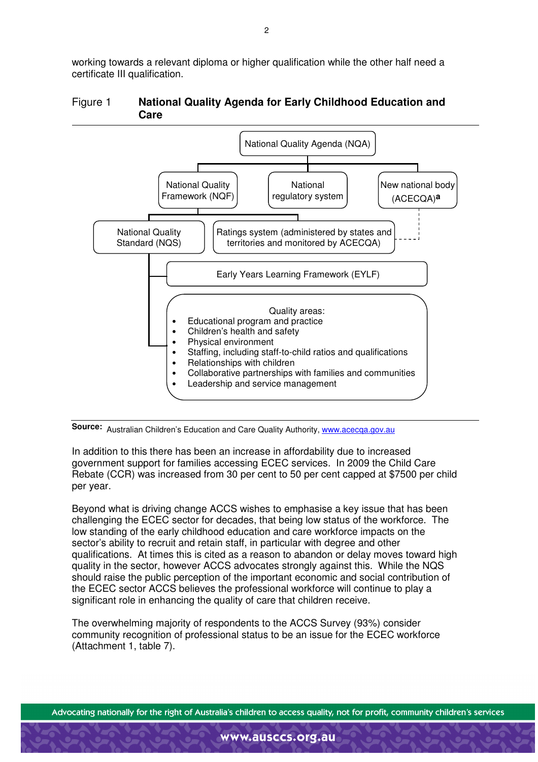working towards a relevant diploma or higher qualification while the other half need a certificate III qualification.

Figure 1 **National Quality Agenda for Early Childhood Education and Care**

National Quality Agenda (NQA)

- National Quality Framework (NQF)
  - National Quality Standard (NQS)
    - Early Years Learning Framework (EYLF)
    - Quality areas:
      - Educational program and practice
      - Children's health and safety
      - Physical environment
      - Staffing, including staff-to-child ratios and qualifications
      - Relationships with children
      - Collaborative partnerships with families and communities
      - Leadership and service management
  - Ratings system (administered by states and territories and monitored by ACECQA)
- National regulatory system
- New national body (ACECQA)[a]

**Source:** Australian Children's Education and Care Quality Authority, www.acecqa.gov.au

In addition to this there has been an increase in affordability due to increased government support for families accessing ECEC services. In 2009 the Child Care Rebate (CCR) was increased from 30 per cent to 50 per cent capped at $7500 per child per year.

Beyond what is driving change ACCS wishes to emphasise a key issue that has been challenging the ECEC sector for decades, that being low status of the workforce. The low standing of the early childhood education and care workforce impacts on the sector's ability to recruit and retain staff, in particular with degree and other qualifications. At times this is cited as a reason to abandon or delay moves toward high quality in the sector, however ACCS advocates strongly against this. While the NQS should raise the public perception of the important economic and social contribution of the ECEC sector ACCS believes the professional workforce will continue to play a significant role in enhancing the quality of care that children receive.

The overwhelming majority of respondents to the ACCS Survey (93%) consider community recognition of professional status to be an issue for the ECEC workforce (Attachment 1, table 7).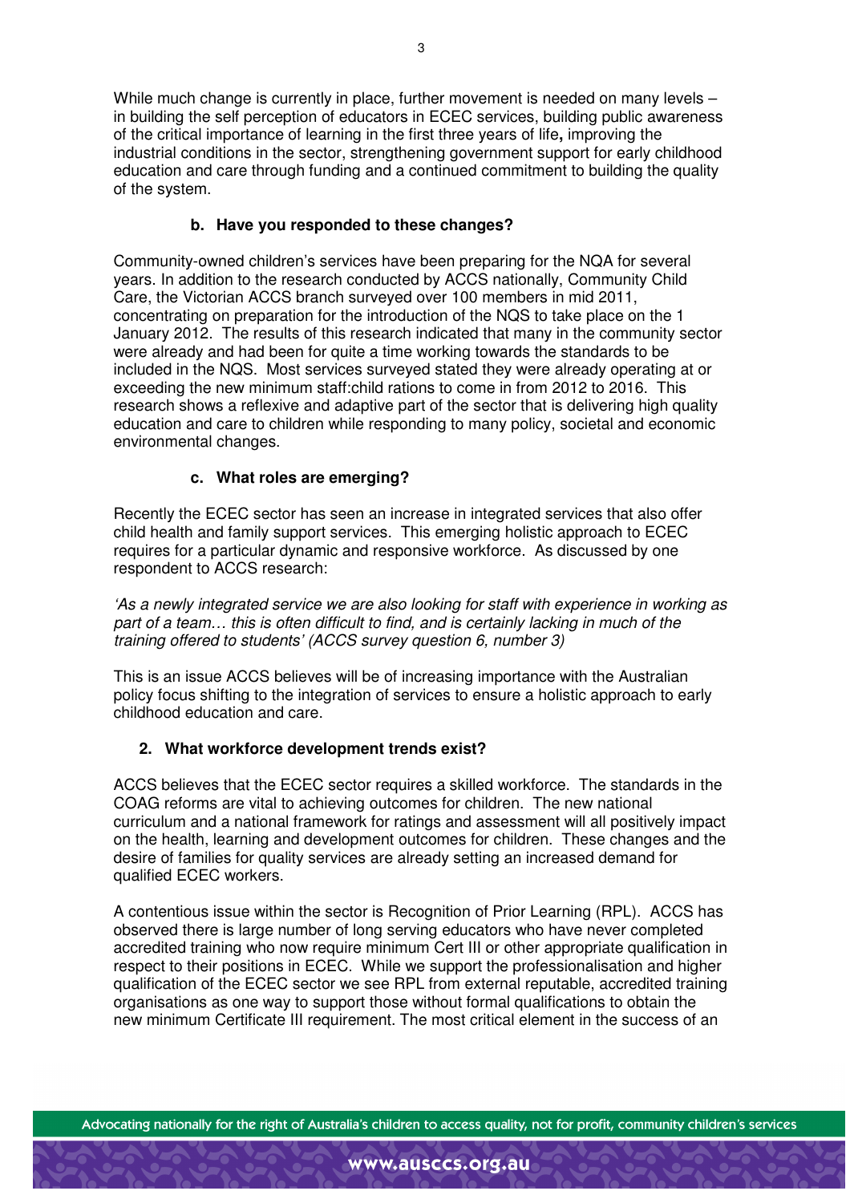While much change is currently in place, further movement is needed on many levels – in building the self perception of educators in ECEC services, building public awareness of the critical importance of learning in the first three years of life**,** improving the industrial conditions in the sector, strengthening government support for early childhood education and care through funding and a continued commitment to building the quality of the system.

### b. Have you responded to these changes?

Community-owned children's services have been preparing for the NQA for several years. In addition to the research conducted by ACCS nationally, Community Child Care, the Victorian ACCS branch surveyed over 100 members in mid 2011, concentrating on preparation for the introduction of the NQS to take place on the 1 January 2012. The results of this research indicated that many in the community sector were already and had been for quite a time working towards the standards to be included in the NQS. Most services surveyed stated they were already operating at or exceeding the new minimum staff:child rations to come in from 2012 to 2016. This research shows a reflexive and adaptive part of the sector that is delivering high quality education and care to children while responding to many policy, societal and economic environmental changes.

### c. What roles are emerging?

Recently the ECEC sector has seen an increase in integrated services that also offer child health and family support services. This emerging holistic approach to ECEC requires for a particular dynamic and responsive workforce. As discussed by one respondent to ACCS research:

*'As a newly integrated service we are also looking for staff with experience in working as part of a team… this is often difficult to find, and is certainly lacking in much of the training offered to students' (ACCS survey question 6, number 3)*

This is an issue ACCS believes will be of increasing importance with the Australian policy focus shifting to the integration of services to ensure a holistic approach to early childhood education and care.

## 2. What workforce development trends exist?

ACCS believes that the ECEC sector requires a skilled workforce. The standards in the COAG reforms are vital to achieving outcomes for children. The new national curriculum and a national framework for ratings and assessment will all positively impact on the health, learning and development outcomes for children. These changes and the desire of families for quality services are already setting an increased demand for qualified ECEC workers.

A contentious issue within the sector is Recognition of Prior Learning (RPL). ACCS has observed there is large number of long serving educators who have never completed accredited training who now require minimum Cert III or other appropriate qualification in respect to their positions in ECEC. While we support the professionalisation and higher qualification of the ECEC sector we see RPL from external reputable, accredited training organisations as one way to support those without formal qualifications to obtain the new minimum Certificate III requirement. The most critical element in the success of an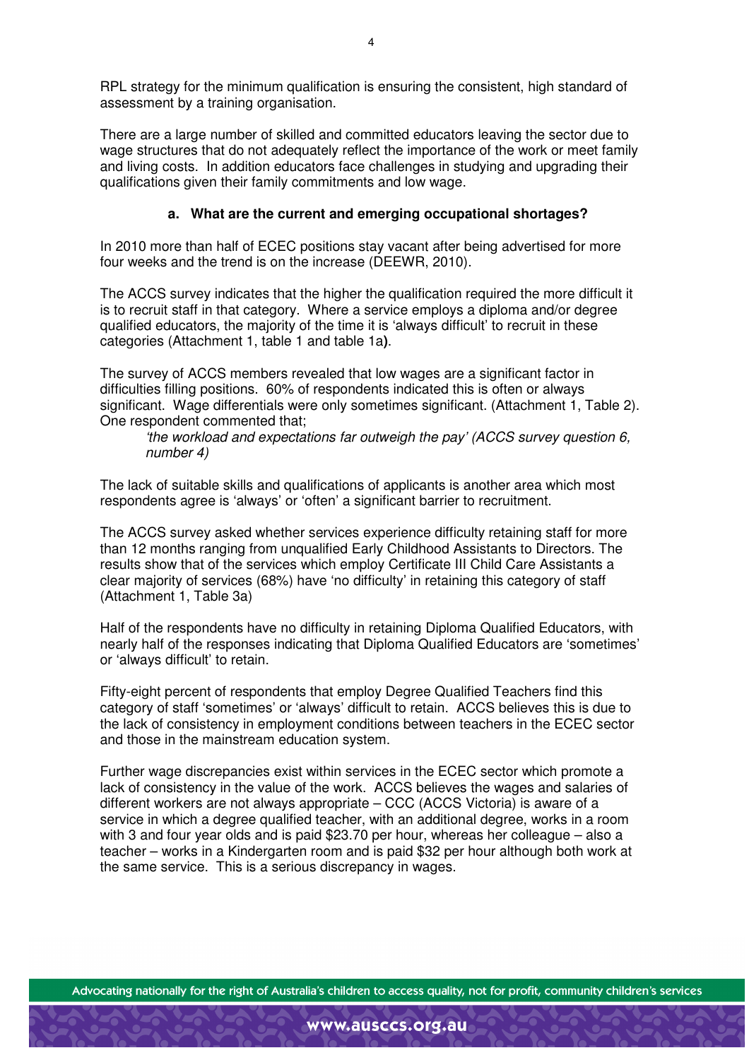RPL strategy for the minimum qualification is ensuring the consistent, high standard of assessment by a training organisation.

There are a large number of skilled and committed educators leaving the sector due to wage structures that do not adequately reflect the importance of the work or meet family and living costs. In addition educators face challenges in studying and upgrading their qualifications given their family commitments and low wage.

### a. What are the current and emerging occupational shortages?

In 2010 more than half of ECEC positions stay vacant after being advertised for more four weeks and the trend is on the increase (DEEWR, 2010).

The ACCS survey indicates that the higher the qualification required the more difficult it is to recruit staff in that category. Where a service employs a diploma and/or degree qualified educators, the majority of the time it is 'always difficult' to recruit in these categories (Attachment 1, table 1 and table 1a**)**.

The survey of ACCS members revealed that low wages are a significant factor in difficulties filling positions. 60% of respondents indicated this is often or always significant. Wage differentials were only sometimes significant. (Attachment 1, Table 2). One respondent commented that;

> *'the workload and expectations far outweigh the pay' (ACCS survey question 6, number 4)*

The lack of suitable skills and qualifications of applicants is another area which most respondents agree is 'always' or 'often' a significant barrier to recruitment.

The ACCS survey asked whether services experience difficulty retaining staff for more than 12 months ranging from unqualified Early Childhood Assistants to Directors. The results show that of the services which employ Certificate III Child Care Assistants a clear majority of services (68%) have 'no difficulty' in retaining this category of staff (Attachment 1, Table 3a)

Half of the respondents have no difficulty in retaining Diploma Qualified Educators, with nearly half of the responses indicating that Diploma Qualified Educators are 'sometimes' or 'always difficult' to retain.

Fifty-eight percent of respondents that employ Degree Qualified Teachers find this category of staff 'sometimes' or 'always' difficult to retain. ACCS believes this is due to the lack of consistency in employment conditions between teachers in the ECEC sector and those in the mainstream education system.

Further wage discrepancies exist within services in the ECEC sector which promote a lack of consistency in the value of the work. ACCS believes the wages and salaries of different workers are not always appropriate – CCC (ACCS Victoria) is aware of a service in which a degree qualified teacher, with an additional degree, works in a room with 3 and four year olds and is paid $23.70 per hour, whereas her colleague – also a teacher – works in a Kindergarten room and is paid $32 per hour although both work at the same service. This is a serious discrepancy in wages.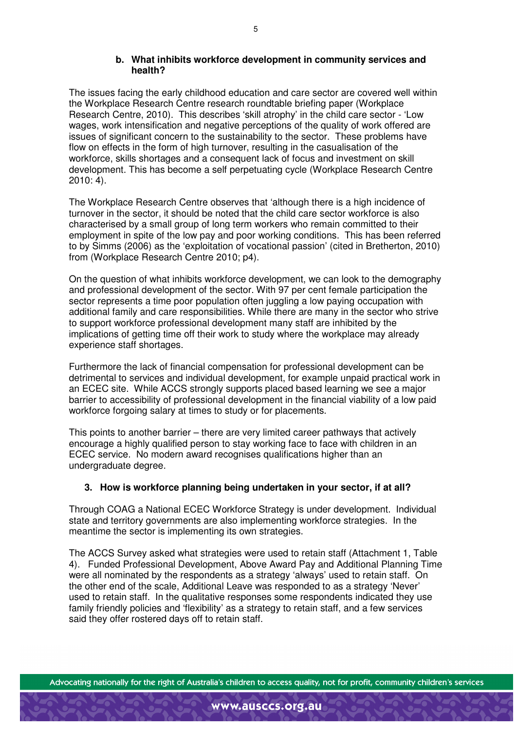### b. What inhibits workforce development in community services and health?

The issues facing the early childhood education and care sector are covered well within the Workplace Research Centre research roundtable briefing paper (Workplace Research Centre, 2010). This describes 'skill atrophy' in the child care sector - 'Low wages, work intensification and negative perceptions of the quality of work offered are issues of significant concern to the sustainability to the sector. These problems have flow on effects in the form of high turnover, resulting in the casualisation of the workforce, skills shortages and a consequent lack of focus and investment on skill development. This has become a self perpetuating cycle (Workplace Research Centre 2010: 4).

The Workplace Research Centre observes that 'although there is a high incidence of turnover in the sector, it should be noted that the child care sector workforce is also characterised by a small group of long term workers who remain committed to their employment in spite of the low pay and poor working conditions. This has been referred to by Simms (2006) as the 'exploitation of vocational passion' (cited in Bretherton, 2010) from (Workplace Research Centre 2010; p4).

On the question of what inhibits workforce development, we can look to the demography and professional development of the sector. With 97 per cent female participation the sector represents a time poor population often juggling a low paying occupation with additional family and care responsibilities. While there are many in the sector who strive to support workforce professional development many staff are inhibited by the implications of getting time off their work to study where the workplace may already experience staff shortages.

Furthermore the lack of financial compensation for professional development can be detrimental to services and individual development, for example unpaid practical work in an ECEC site. While ACCS strongly supports placed based learning we see a major barrier to accessibility of professional development in the financial viability of a low paid workforce forgoing salary at times to study or for placements.

This points to another barrier – there are very limited career pathways that actively encourage a highly qualified person to stay working face to face with children in an ECEC service. No modern award recognises qualifications higher than an undergraduate degree.

### 3. How is workforce planning being undertaken in your sector, if at all?

Through COAG a National ECEC Workforce Strategy is under development. Individual state and territory governments are also implementing workforce strategies. In the meantime the sector is implementing its own strategies.

The ACCS Survey asked what strategies were used to retain staff (Attachment 1, Table 4). Funded Professional Development, Above Award Pay and Additional Planning Time were all nominated by the respondents as a strategy 'always' used to retain staff. On the other end of the scale, Additional Leave was responded to as a strategy 'Never' used to retain staff. In the qualitative responses some respondents indicated they use family friendly policies and 'flexibility' as a strategy to retain staff, and a few services said they offer rostered days off to retain staff.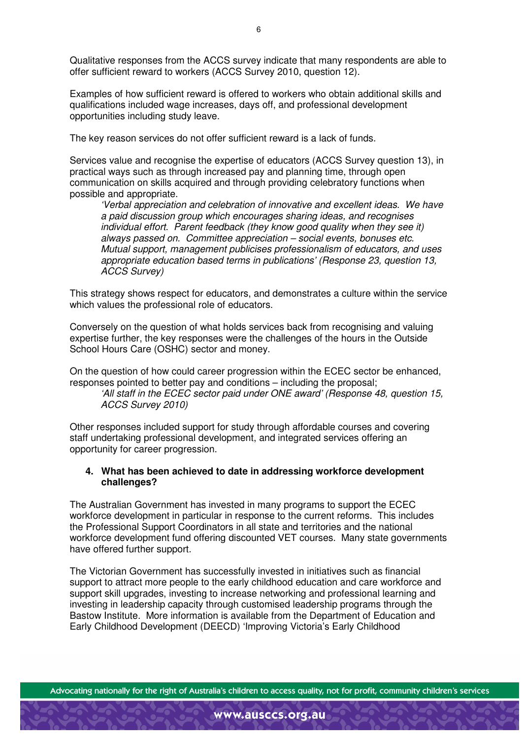Qualitative responses from the ACCS survey indicate that many respondents are able to offer sufficient reward to workers (ACCS Survey 2010, question 12).

Examples of how sufficient reward is offered to workers who obtain additional skills and qualifications included wage increases, days off, and professional development opportunities including study leave.

The key reason services do not offer sufficient reward is a lack of funds.

Services value and recognise the expertise of educators (ACCS Survey question 13), in practical ways such as through increased pay and planning time, through open communication on skills acquired and through providing celebratory functions when possible and appropriate.

> *'Verbal appreciation and celebration of innovative and excellent ideas. We have a paid discussion group which encourages sharing ideas, and recognises individual effort. Parent feedback (they know good quality when they see it) always passed on. Committee appreciation – social events, bonuses etc. Mutual support, management publicises professionalism of educators, and uses appropriate education based terms in publications' (Response 23, question 13, ACCS Survey)*

This strategy shows respect for educators, and demonstrates a culture within the service which values the professional role of educators.

Conversely on the question of what holds services back from recognising and valuing expertise further, the key responses were the challenges of the hours in the Outside School Hours Care (OSHC) sector and money.

On the question of how could career progression within the ECEC sector be enhanced, responses pointed to better pay and conditions – including the proposal;

> *'All staff in the ECEC sector paid under ONE award' (Response 48, question 15, ACCS Survey 2010)*

Other responses included support for study through affordable courses and covering staff undertaking professional development, and integrated services offering an opportunity for career progression.

### 4. What has been achieved to date in addressing workforce development challenges?

The Australian Government has invested in many programs to support the ECEC workforce development in particular in response to the current reforms. This includes the Professional Support Coordinators in all state and territories and the national workforce development fund offering discounted VET courses. Many state governments have offered further support.

The Victorian Government has successfully invested in initiatives such as financial support to attract more people to the early childhood education and care workforce and support skill upgrades, investing to increase networking and professional learning and investing in leadership capacity through customised leadership programs through the Bastow Institute. More information is available from the Department of Education and Early Childhood Development (DEECD) 'Improving Victoria's Early Childhood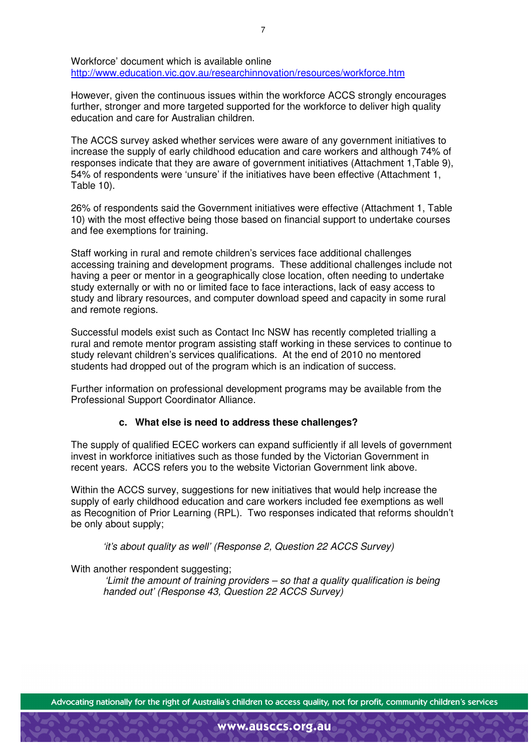Workforce' document which is available online
http://www.education.vic.gov.au/researchinnovation/resources/workforce.htm

However, given the continuous issues within the workforce ACCS strongly encourages further, stronger and more targeted supported for the workforce to deliver high quality education and care for Australian children.

The ACCS survey asked whether services were aware of any government initiatives to increase the supply of early childhood education and care workers and although 74% of responses indicate that they are aware of government initiatives (Attachment 1,Table 9), 54% of respondents were 'unsure' if the initiatives have been effective (Attachment 1, Table 10).

26% of respondents said the Government initiatives were effective (Attachment 1, Table 10) with the most effective being those based on financial support to undertake courses and fee exemptions for training.

Staff working in rural and remote children's services face additional challenges accessing training and development programs. These additional challenges include not having a peer or mentor in a geographically close location, often needing to undertake study externally or with no or limited face to face interactions, lack of easy access to study and library resources, and computer download speed and capacity in some rural and remote regions.

Successful models exist such as Contact Inc NSW has recently completed trialling a rural and remote mentor program assisting staff working in these services to continue to study relevant children's services qualifications. At the end of 2010 no mentored students had dropped out of the program which is an indication of success.

Further information on professional development programs may be available from the Professional Support Coordinator Alliance.

**c. What else is need to address these challenges?**

The supply of qualified ECEC workers can expand sufficiently if all levels of government invest in workforce initiatives such as those funded by the Victorian Government in recent years. ACCS refers you to the website Victorian Government link above.

Within the ACCS survey, suggestions for new initiatives that would help increase the supply of early childhood education and care workers included fee exemptions as well as Recognition of Prior Learning (RPL). Two responses indicated that reforms shouldn't be only about supply;

> *'it's about quality as well' (Response 2, Question 22 ACCS Survey)*

With another respondent suggesting;

> *'Limit the amount of training providers – so that a quality qualification is being handed out' (Response 43, Question 22 ACCS Survey)*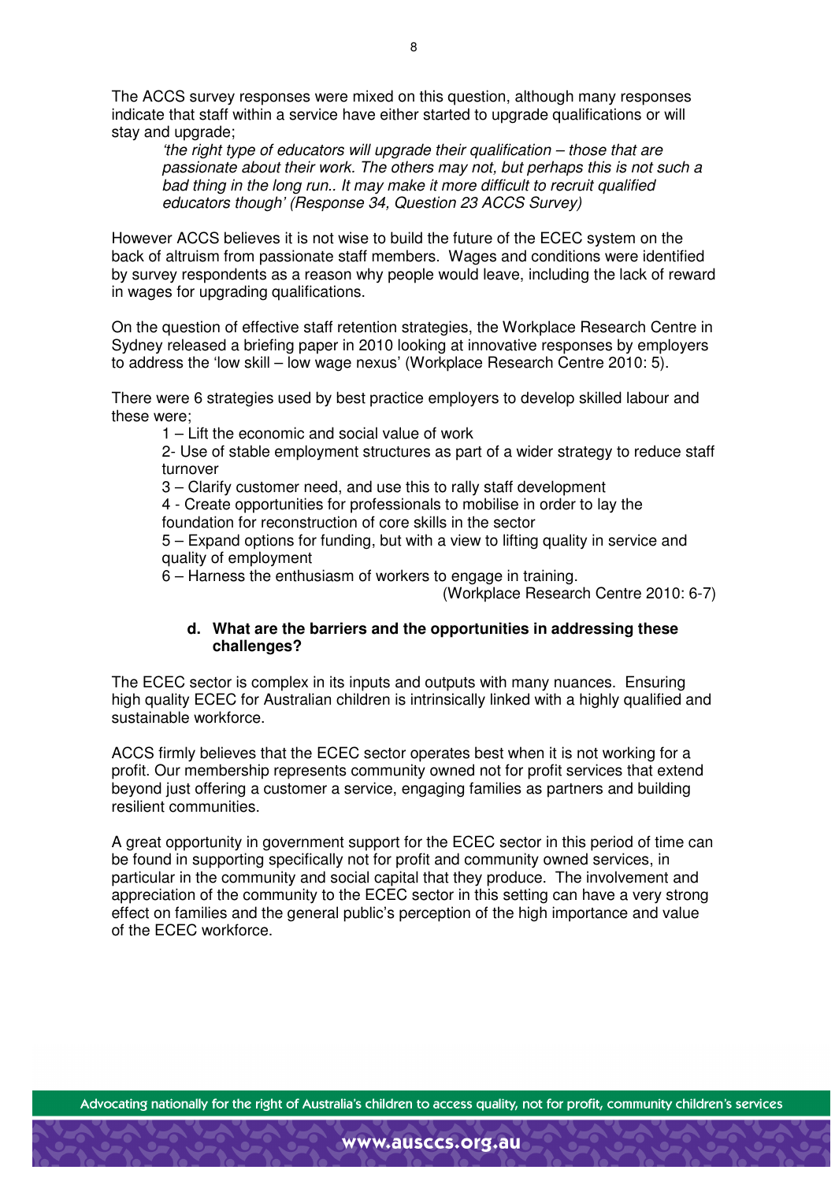The ACCS survey responses were mixed on this question, although many responses indicate that staff within a service have either started to upgrade qualifications or will stay and upgrade;

> *'the right type of educators will upgrade their qualification – those that are passionate about their work. The others may not, but perhaps this is not such a bad thing in the long run.. It may make it more difficult to recruit qualified educators though' (Response 34, Question 23 ACCS Survey)*

However ACCS believes it is not wise to build the future of the ECEC system on the back of altruism from passionate staff members. Wages and conditions were identified by survey respondents as a reason why people would leave, including the lack of reward in wages for upgrading qualifications.

On the question of effective staff retention strategies, the Workplace Research Centre in Sydney released a briefing paper in 2010 looking at innovative responses by employers to address the 'low skill – low wage nexus' (Workplace Research Centre 2010: 5).

There were 6 strategies used by best practice employers to develop skilled labour and these were;

1 – Lift the economic and social value of work

2- Use of stable employment structures as part of a wider strategy to reduce staff turnover

3 – Clarify customer need, and use this to rally staff development

4 - Create opportunities for professionals to mobilise in order to lay the foundation for reconstruction of core skills in the sector

5 – Expand options for funding, but with a view to lifting quality in service and quality of employment

6 – Harness the enthusiasm of workers to engage in training.

(Workplace Research Centre 2010: 6-7)

**d. What are the barriers and the opportunities in addressing these challenges?**

The ECEC sector is complex in its inputs and outputs with many nuances. Ensuring high quality ECEC for Australian children is intrinsically linked with a highly qualified and sustainable workforce.

ACCS firmly believes that the ECEC sector operates best when it is not working for a profit. Our membership represents community owned not for profit services that extend beyond just offering a customer a service, engaging families as partners and building resilient communities.

A great opportunity in government support for the ECEC sector in this period of time can be found in supporting specifically not for profit and community owned services, in particular in the community and social capital that they produce. The involvement and appreciation of the community to the ECEC sector in this setting can have a very strong effect on families and the general public's perception of the high importance and value of the ECEC workforce.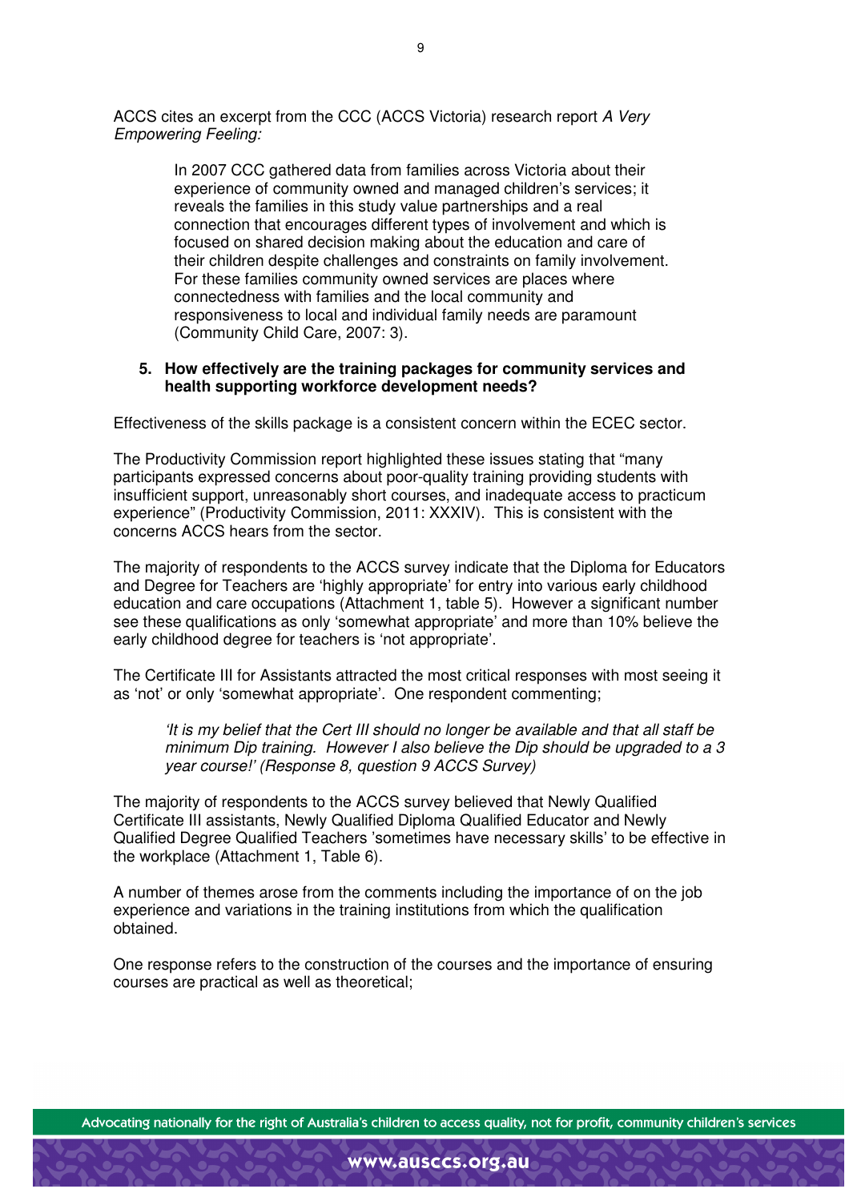ACCS cites an excerpt from the CCC (ACCS Victoria) research report *A Very Empowering Feeling:*

> In 2007 CCC gathered data from families across Victoria about their experience of community owned and managed children's services; it reveals the families in this study value partnerships and a real connection that encourages different types of involvement and which is focused on shared decision making about the education and care of their children despite challenges and constraints on family involvement. For these families community owned services are places where connectedness with families and the local community and responsiveness to local and individual family needs are paramount (Community Child Care, 2007: 3).

**5. How effectively are the training packages for community services and health supporting workforce development needs?**

Effectiveness of the skills package is a consistent concern within the ECEC sector.

The Productivity Commission report highlighted these issues stating that "many participants expressed concerns about poor-quality training providing students with insufficient support, unreasonably short courses, and inadequate access to practicum experience" (Productivity Commission, 2011: XXXIV). This is consistent with the concerns ACCS hears from the sector.

The majority of respondents to the ACCS survey indicate that the Diploma for Educators and Degree for Teachers are 'highly appropriate' for entry into various early childhood education and care occupations (Attachment 1, table 5). However a significant number see these qualifications as only 'somewhat appropriate' and more than 10% believe the early childhood degree for teachers is 'not appropriate'.

The Certificate III for Assistants attracted the most critical responses with most seeing it as 'not' or only 'somewhat appropriate'. One respondent commenting;

> *'It is my belief that the Cert III should no longer be available and that all staff be minimum Dip training. However I also believe the Dip should be upgraded to a 3 year course!' (Response 8, question 9 ACCS Survey)*

The majority of respondents to the ACCS survey believed that Newly Qualified Certificate III assistants, Newly Qualified Diploma Qualified Educator and Newly Qualified Degree Qualified Teachers 'sometimes have necessary skills' to be effective in the workplace (Attachment 1, Table 6).

A number of themes arose from the comments including the importance of on the job experience and variations in the training institutions from which the qualification obtained.

One response refers to the construction of the courses and the importance of ensuring courses are practical as well as theoretical;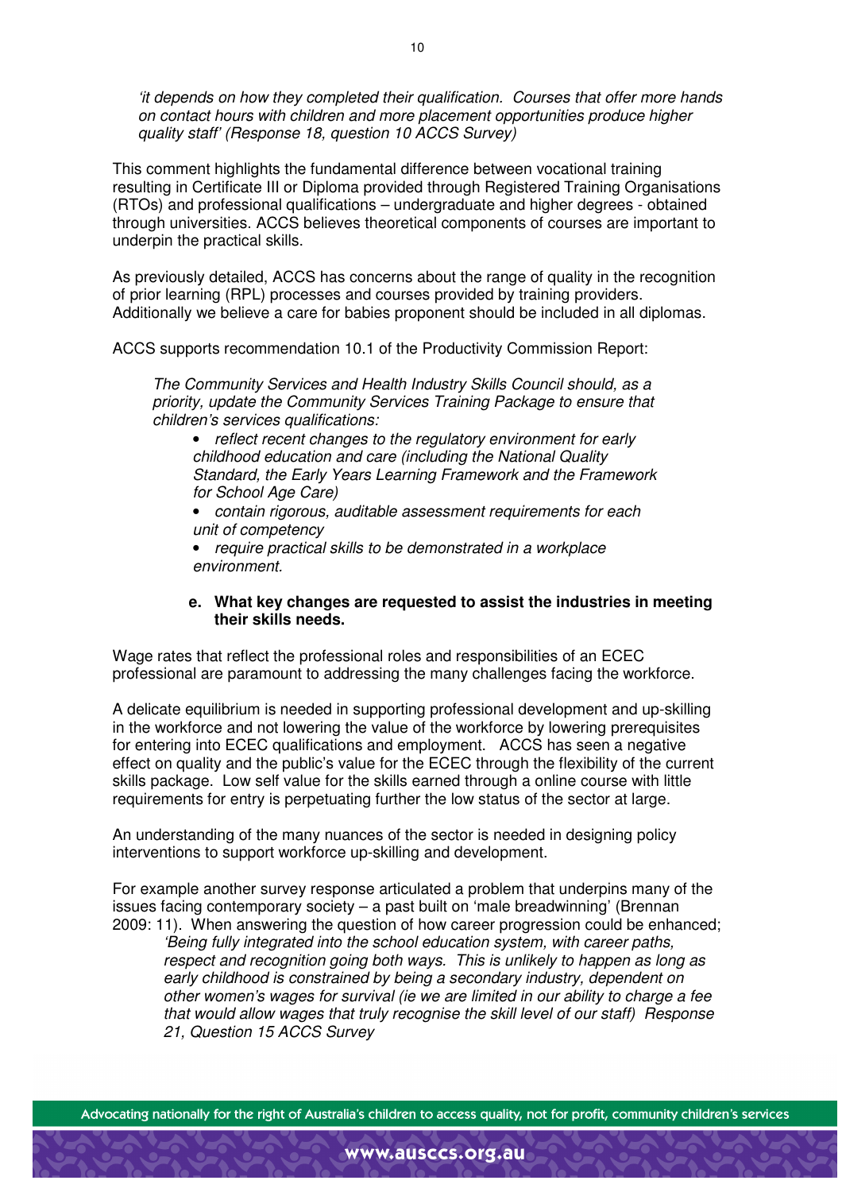*'it depends on how they completed their qualification. Courses that offer more hands on contact hours with children and more placement opportunities produce higher quality staff' (Response 18, question 10 ACCS Survey)*

This comment highlights the fundamental difference between vocational training resulting in Certificate III or Diploma provided through Registered Training Organisations (RTOs) and professional qualifications – undergraduate and higher degrees - obtained through universities. ACCS believes theoretical components of courses are important to underpin the practical skills.

As previously detailed, ACCS has concerns about the range of quality in the recognition of prior learning (RPL) processes and courses provided by training providers. Additionally we believe a care for babies proponent should be included in all diplomas.

ACCS supports recommendation 10.1 of the Productivity Commission Report:

> *The Community Services and Health Industry Skills Council should, as a priority, update the Community Services Training Package to ensure that children's services qualifications:*
>
> - *reflect recent changes to the regulatory environment for early childhood education and care (including the National Quality Standard, the Early Years Learning Framework and the Framework for School Age Care)*
> - *contain rigorous, auditable assessment requirements for each unit of competency*
> - *require practical skills to be demonstrated in a workplace environment.*

**e. What key changes are requested to assist the industries in meeting their skills needs.**

Wage rates that reflect the professional roles and responsibilities of an ECEC professional are paramount to addressing the many challenges facing the workforce.

A delicate equilibrium is needed in supporting professional development and up-skilling in the workforce and not lowering the value of the workforce by lowering prerequisites for entering into ECEC qualifications and employment. ACCS has seen a negative effect on quality and the public's value for the ECEC through the flexibility of the current skills package. Low self value for the skills earned through a online course with little requirements for entry is perpetuating further the low status of the sector at large.

An understanding of the many nuances of the sector is needed in designing policy interventions to support workforce up-skilling and development.

For example another survey response articulated a problem that underpins many of the issues facing contemporary society – a past built on 'male breadwinning' (Brennan 2009: 11). When answering the question of how career progression could be enhanced;

> *'Being fully integrated into the school education system, with career paths, respect and recognition going both ways. This is unlikely to happen as long as early childhood is constrained by being a secondary industry, dependent on other women's wages for survival (ie we are limited in our ability to charge a fee that would allow wages that truly recognise the skill level of our staff) Response 21, Question 15 ACCS Survey*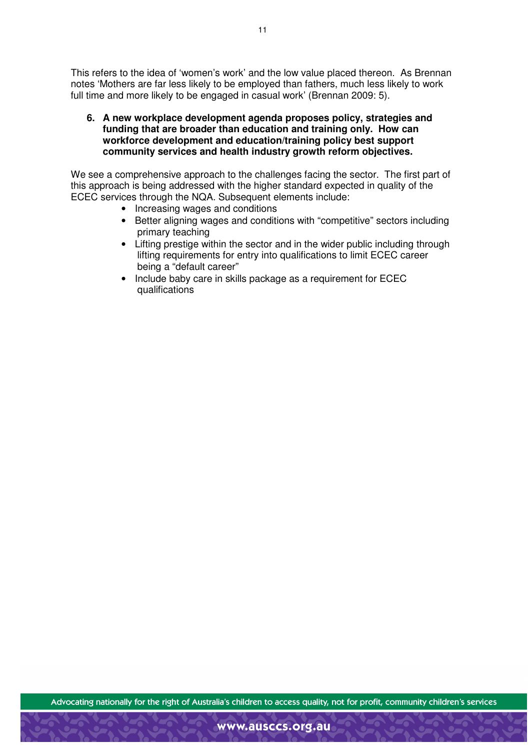This refers to the idea of 'women's work' and the low value placed thereon. As Brennan notes 'Mothers are far less likely to be employed than fathers, much less likely to work full time and more likely to be engaged in casual work' (Brennan 2009: 5).

**6. A new workplace development agenda proposes policy, strategies and funding that are broader than education and training only. How can workforce development and education/training policy best support community services and health industry growth reform objectives.**

We see a comprehensive approach to the challenges facing the sector. The first part of this approach is being addressed with the higher standard expected in quality of the ECEC services through the NQA. Subsequent elements include:

- Increasing wages and conditions
- Better aligning wages and conditions with "competitive" sectors including primary teaching
- Lifting prestige within the sector and in the wider public including through lifting requirements for entry into qualifications to limit ECEC career being a "default career"
- Include baby care in skills package as a requirement for ECEC qualifications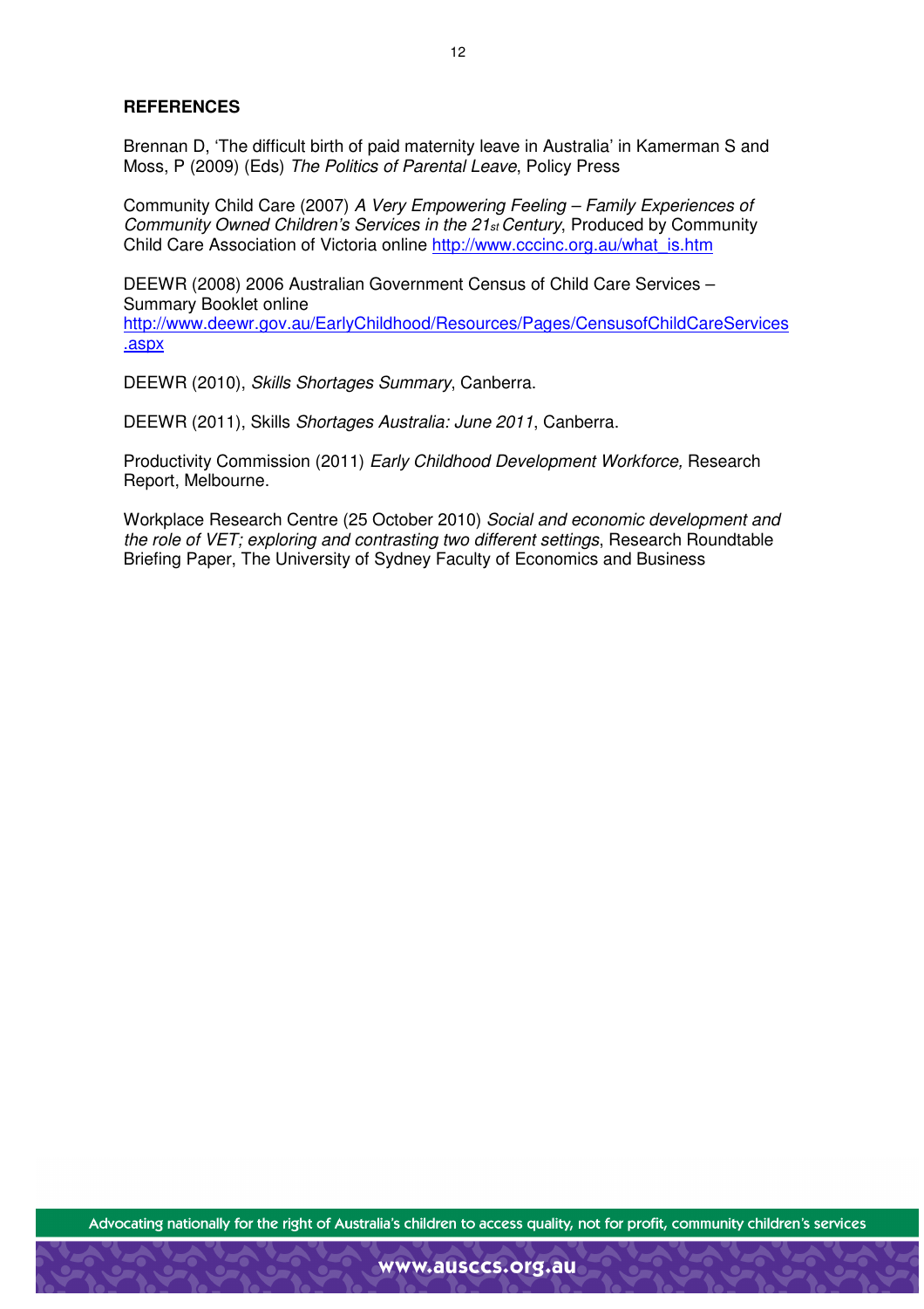**REFERENCES**

Brennan D, 'The difficult birth of paid maternity leave in Australia' in Kamerman S and Moss, P (2009) (Eds) *The Politics of Parental Leave*, Policy Press

Community Child Care (2007) *A Very Empowering Feeling – Family Experiences of Community Owned Children's Services in the 21st Century*, Produced by Community Child Care Association of Victoria online http://www.cccinc.org.au/what_is.htm

DEEWR (2008) 2006 Australian Government Census of Child Care Services – Summary Booklet online http://www.deewr.gov.au/EarlyChildhood/Resources/Pages/CensusofChildCareServices.aspx

DEEWR (2010), *Skills Shortages Summary*, Canberra.

DEEWR (2011), Skills *Shortages Australia: June 2011*, Canberra.

Productivity Commission (2011) *Early Childhood Development Workforce,* Research Report, Melbourne.

Workplace Research Centre (25 October 2010) *Social and economic development and the role of VET; exploring and contrasting two different settings*, Research Roundtable Briefing Paper, The University of Sydney Faculty of Economics and Business